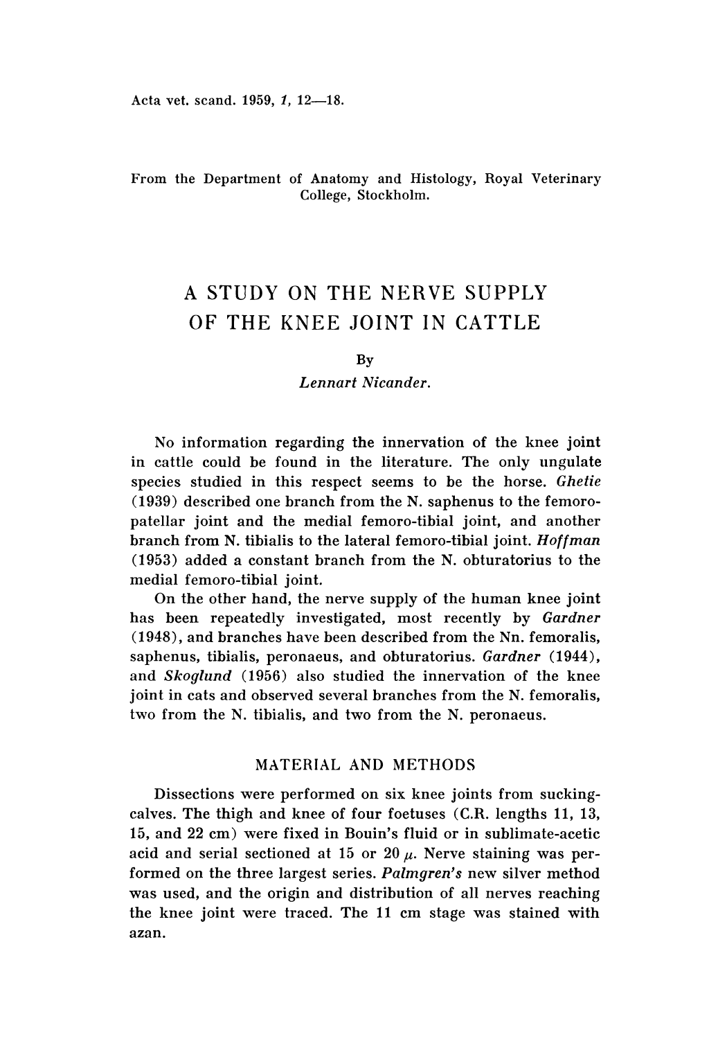From the Department of Anatomy and Histology, Royal Veterinary College, Stockholm.

# A STUDY ON THE NERVE SUPPLY OF THE KNEE JOINT IN CATTLE

By

*Lennart Nicander.*

No information regarding the innervation of the knee joint in cattle could be found in the literature. The only ungulate species studied in this respect seems to be the horse. *Ghetie* (1939) described one branch from the N. saphenus to the femoro-patellar joint and the medial femoro-tibial joint, and another branch from N. tibialis to the lateral femoro-tibial joint. *Hoffman* (1953) added a constant branch from the N. obturatorius to the medial femoro-tibial joint.

On the other hand, the nerve supply of the human knee joint has been repeatedly investigated, most recently by *Gardner* (1948), and branches have been described from the Nn. femoralis, saphenus, tibialis, peronaeus, and obturatorius. *Gardner* (1944), and *Skoglund* (1956) also studied the innervation of the knee joint in cats and observed several branches from the N. femoralis, two from the N. tibialis, and two from the N. peronaeus.

## MATERIAL AND METHODS

Dissections were performed on six knee joints from sucking-calves. The thigh and knee of four foetuses (C.R. lengths 11, 13, 15, and 22 cm) were fixed in Bouin's fluid or in sublimate-acetic acid and serial sectioned at 15 or 20 $\mu$. Nerve staining was performed on the three largest series. *Palmgren's* new silver method was used, and the origin and distribution of all nerves reaching the knee joint were traced. The 11 cm stage was stained with azan.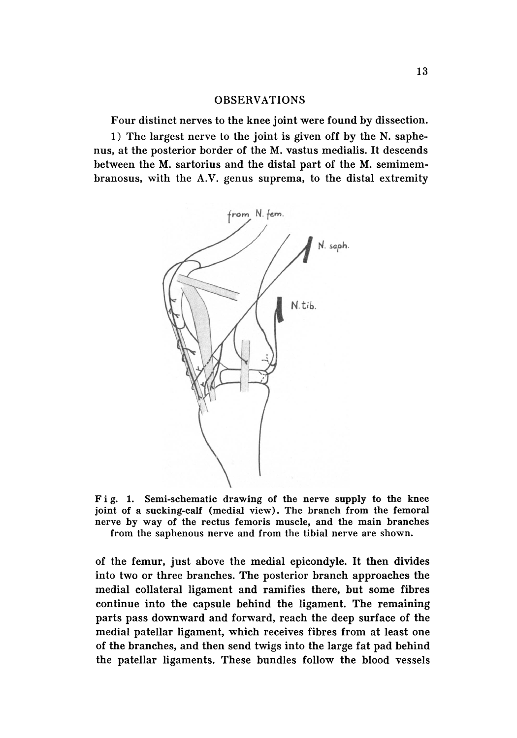## OBSERVATIONS

Four distinct nerves to the knee joint were found by dissection.

1) The largest nerve to the joint is given off by the N. saphenus, at the posterior border of the M. vastus medialis. It descends between the M. sartorius and the distal part of the M. semimembranosus, with the A.V. genus suprema, to the distal extremity

Fig. 1. Semi-schematic drawing of the nerve supply to the knee joint of a sucking-calf (medial view). The branch from the femoral nerve by way of the rectus femoris muscle, and the main branches from the saphenous nerve and from the tibial nerve are shown.

of the femur, just above the medial epicondyle. It then divides into two or three branches. The posterior branch approaches the medial collateral ligament and ramifies there, but some fibres continue into the capsule behind the ligament. The remaining parts pass downward and forward, reach the deep surface of the medial patellar ligament, which receives fibres from at least one of the branches, and then send twigs into the large fat pad behind the patellar ligaments. These bundles follow the blood vessels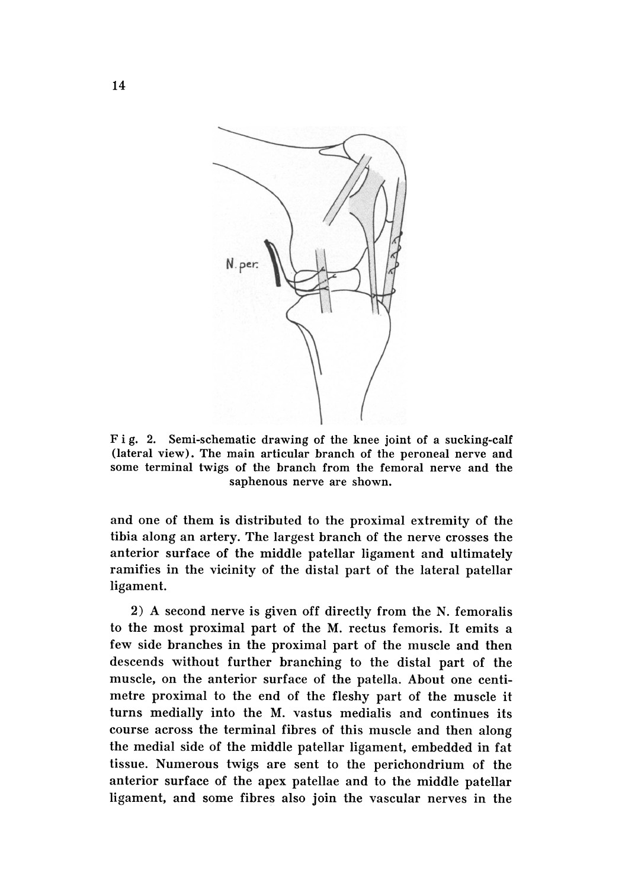Fig. 2. Semi-schematic drawing of the knee joint of a sucking-calf (lateral view). The main articular branch of the peroneal nerve and some terminal twigs of the branch from the femoral nerve and the saphenous nerve are shown.

and one of them is distributed to the proximal extremity of the tibia along an artery. The largest branch of the nerve crosses the anterior surface of the middle patellar ligament and ultimately ramifies in the vicinity of the distal part of the lateral patellar ligament.

2) A second nerve is given off directly from the N. femoralis to the most proximal part of the M. rectus femoris. It emits a few side branches in the proximal part of the muscle and then descends without further branching to the distal part of the muscle, on the anterior surface of the patella. About one centimetre proximal to the end of the fleshy part of the muscle it turns medially into the M. vastus medialis and continues its course across the terminal fibres of this muscle and then along the medial side of the middle patellar ligament, embedded in fat tissue. Numerous twigs are sent to the perichondrium of the anterior surface of the apex patellae and to the middle patellar ligament, and some fibres also join the vascular nerves in the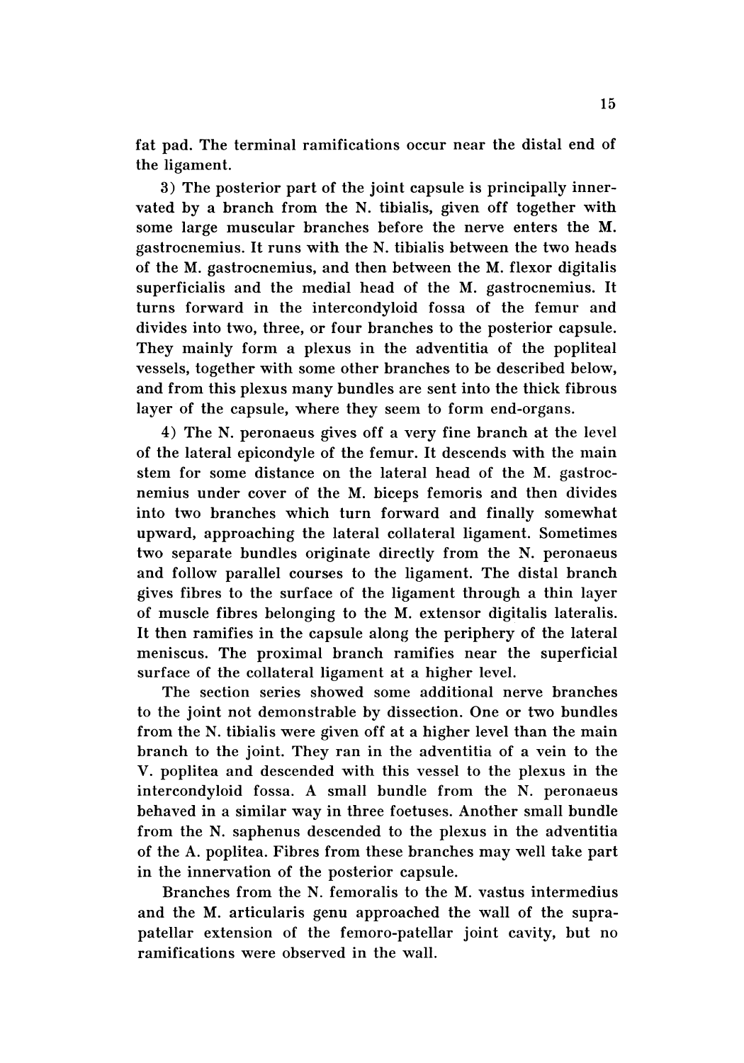fat pad. The terminal ramifications occur near the distal end of the ligament.

3) The posterior part of the joint capsule is principally innervated by a branch from the N. tibialis, given off together with some large muscular branches before the nerve enters the M. gastrocnemius. It runs with the N. tibialis between the two heads of the M. gastrocnemius, and then between the M. flexor digitalis superficialis and the medial head of the M. gastrocnemius. It turns forward in the intercondyloid fossa of the femur and divides into two, three, or four branches to the posterior capsule. They mainly form a plexus in the adventitia of the popliteal vessels, together with some other branches to be described below, and from this plexus many bundles are sent into the thick fibrous layer of the capsule, where they seem to form end-organs.

4) The N. peronaeus gives off a very fine branch at the level of the lateral epicondyle of the femur. It descends with the main stem for some distance on the lateral head of the M. gastrocnemius under cover of the M. biceps femoris and then divides into two branches which turn forward and finally somewhat upward, approaching the lateral collateral ligament. Sometimes two separate bundles originate directly from the N. peronaeus and follow parallel courses to the ligament. The distal branch gives fibres to the surface of the ligament through a thin layer of muscle fibres belonging to the M. extensor digitalis lateralis. It then ramifies in the capsule along the periphery of the lateral meniscus. The proximal branch ramifies near the superficial surface of the collateral ligament at a higher level.

The section series showed some additional nerve branches to the joint not demonstrable by dissection. One or two bundles from the N. tibialis were given off at a higher level than the main branch to the joint. They ran in the adventitia of a vein to the V. poplitea and descended with this vessel to the plexus in the intercondyloid fossa. A small bundle from the N. peronaeus behaved in a similar way in three foetuses. Another small bundle from the N. saphenus descended to the plexus in the adventitia of the A. poplitea. Fibres from these branches may well take part in the innervation of the posterior capsule.

Branches from the N. femoralis to the M. vastus intermedius and the M. articularis genu approached the wall of the suprapatellar extension of the femoro-patellar joint cavity, but no ramifications were observed in the wall.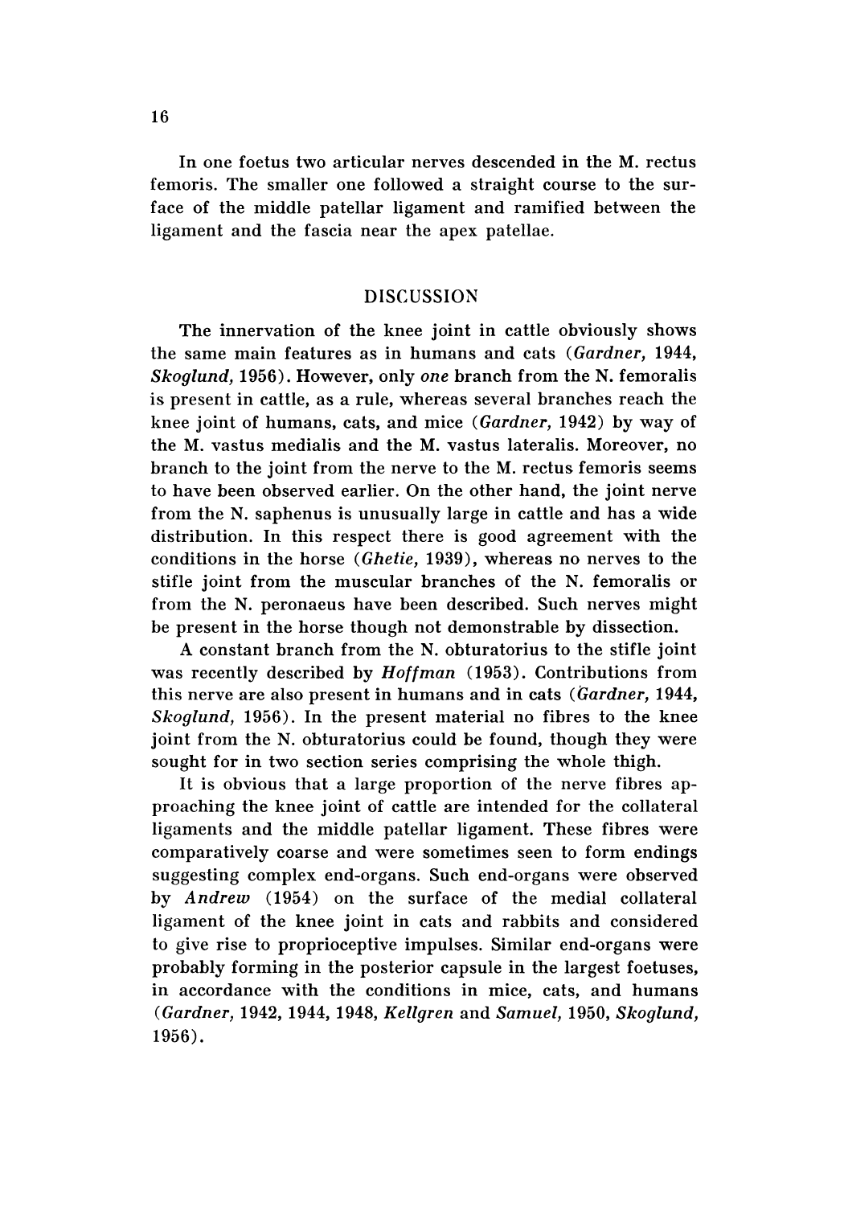In one foetus two articular nerves descended in the M. rectus femoris. The smaller one followed a straight course to the surface of the middle patellar ligament and ramified between the ligament and the fascia near the apex patellae.

## DISCUSSION

The innervation of the knee joint in cattle obviously shows the same main features as in humans and cats (*Gardner,* 1944, *Skoglund,* 1956). However, only *one* branch from the N. femoralis is present in cattle, as a rule, whereas several branches reach the knee joint of humans, cats, and mice (*Gardner,* 1942) by way of the M. vastus medialis and the M. vastus lateralis. Moreover, no branch to the joint from the nerve to the M. rectus femoris seems to have been observed earlier. On the other hand, the joint nerve from the N. saphenus is unusually large in cattle and has a wide distribution. In this respect there is good agreement with the conditions in the horse (*Ghetie,* 1939), whereas no nerves to the stifle joint from the muscular branches of the N. femoralis or from the N. peronaeus have been described. Such nerves might be present in the horse though not demonstrable by dissection.

A constant branch from the N. obturatorius to the stifle joint was recently described by *Hoffman* (1953). Contributions from this nerve are also present in humans and in cats (*Gardner,* 1944, *Skoglund,* 1956). In the present material no fibres to the knee joint from the N. obturatorius could be found, though they were sought for in two section series comprising the whole thigh.

It is obvious that a large proportion of the nerve fibres approaching the knee joint of cattle are intended for the collateral ligaments and the middle patellar ligament. These fibres were comparatively coarse and were sometimes seen to form endings suggesting complex end-organs. Such end-organs were observed by *Andrew* (1954) on the surface of the medial collateral ligament of the knee joint in cats and rabbits and considered to give rise to proprioceptive impulses. Similar end-organs were probably forming in the posterior capsule in the largest foetuses, in accordance with the conditions in mice, cats, and humans (*Gardner,* 1942, 1944, 1948, *Kellgren* and *Samuel,* 1950, *Skoglund,* 1956).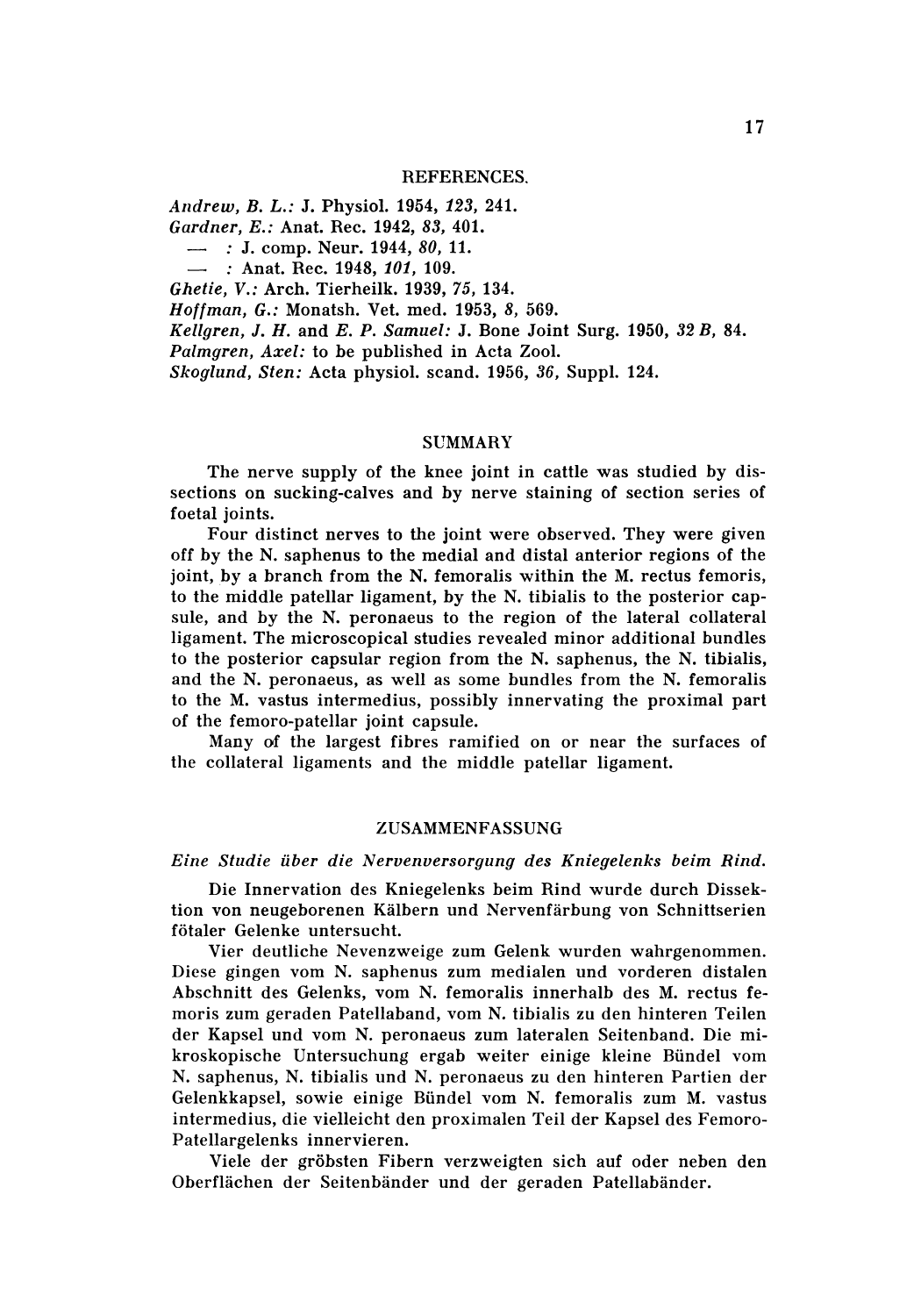## REFERENCES.

*Andrew, B. L.:* J. Physiol. 1954, *123*, 241.
*Gardner, E.:* Anat. Rec. 1942, *83*, 401.
— : J. comp. Neur. 1944, *80*, 11.
— : Anat. Rec. 1948, *101*, 109.
*Ghetie, V.:* Arch. Tierheilk. 1939, *75*, 134.
*Hoffman, G.:* Monatsh. Vet. med. 1953, *8*, 569.
*Kellgren, J. H.* and *E. P. Samuel:* J. Bone Joint Surg. 1950, *32 B*, 84.
*Palmgren, Axel:* to be published in Acta Zool.
*Skoglund, Sten:* Acta physiol. scand. 1956, *36*, Suppl. 124.

## SUMMARY

The nerve supply of the knee joint in cattle was studied by dissections on sucking-calves and by nerve staining of section series of foetal joints.

Four distinct nerves to the joint were observed. They were given off by the N. saphenus to the medial and distal anterior regions of the joint, by a branch from the N. femoralis within the M. rectus femoris, to the middle patellar ligament, by the N. tibialis to the posterior capsule, and by the N. peronaeus to the region of the lateral collateral ligament. The microscopical studies revealed minor additional bundles to the posterior capsular region from the N. saphenus, the N. tibialis, and the N. peronaeus, as well as some bundles from the N. femoralis to the M. vastus intermedius, possibly innervating the proximal part of the femoro-patellar joint capsule.

Many of the largest fibres ramified on or near the surfaces of the collateral ligaments and the middle patellar ligament.

## ZUSAMMENFASSUNG

*Eine Studie über die Nervenversorgung des Kniegelenks beim Rind.*

Die Innervation des Kniegelenks beim Rind wurde durch Dissektion von neugeborenen Kälbern und Nervenfärbung von Schnittserien fötaler Gelenke untersucht.

Vier deutliche Nevenzweige zum Gelenk wurden wahrgenommen. Diese gingen vom N. saphenus zum medialen und vorderen distalen Abschnitt des Gelenks, vom N. femoralis innerhalb des M. rectus femoris zum geraden Patellaband, vom N. tibialis zu den hinteren Teilen der Kapsel und vom N. peronaeus zum lateralen Seitenband. Die mikroskopische Untersuchung ergab weiter einige kleine Bündel vom N. saphenus, N. tibialis und N. peronaeus zu den hinteren Partien der Gelenkkapsel, sowie einige Bündel vom N. femoralis zum M. vastus intermedius, die vielleicht den proximalen Teil der Kapsel des Femoro-Patellargelenks innervieren.

Viele der gröbsten Fibern verzweigten sich auf oder neben den Oberflächen der Seitenbänder und der geraden Patellabänder.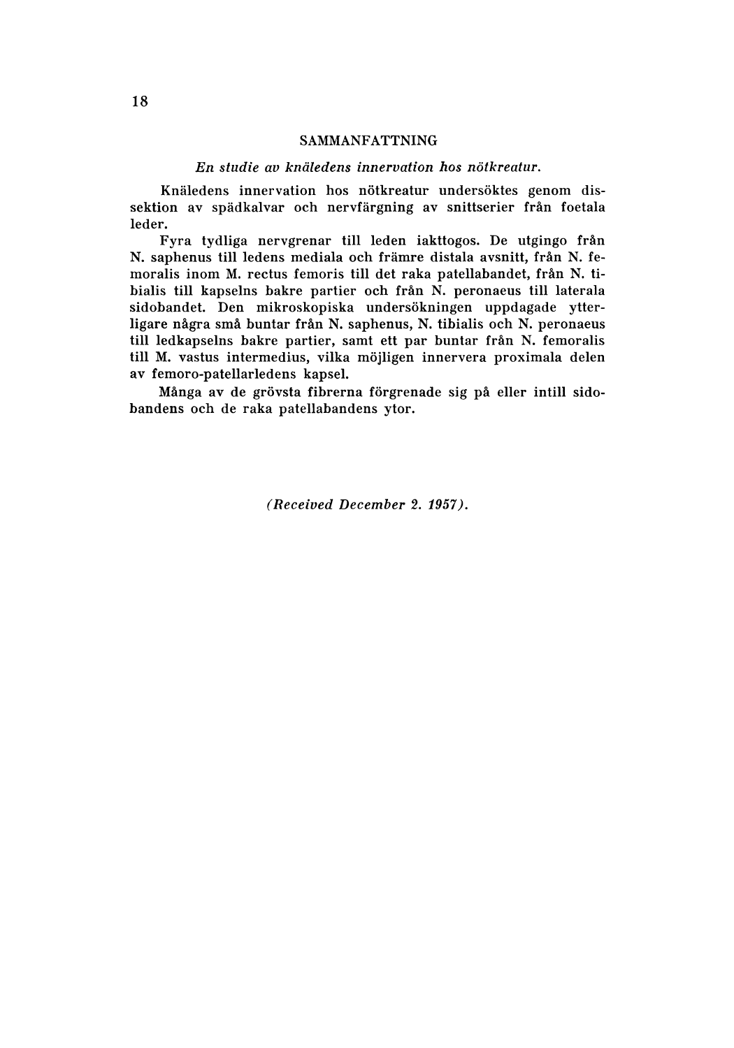## SAMMANFATTNING

*En studie av knäledens innervation hos nötkreatur.*

Knäledens innervation hos nötkreatur undersöktes genom dissektion av spädkalvar och nervfärgning av snittserier från foetala leder.

Fyra tydliga nervgrenar till leden iakttogos. De utgingo från N. saphenus till ledens mediala och främre distala avsnitt, från N. femoralis inom M. rectus femoris till det raka patellabandet, från N. tibialis till kapselns bakre partier och från N. peronaeus till laterala sidobandet. Den mikroskopiska undersökningen uppdagade ytterligare några små buntar från N. saphenus, N. tibialis och N. peronaeus till ledkapselns bakre partier, samt ett par buntar från N. femoralis till M. vastus intermedius, vilka möjligen innervera proximala delen av femoro-patellarledens kapsel.

Många av de grövsta fibrerna förgrenade sig på eller intill sidobandens och de raka patellabandens ytor.

*(Received December 2. 1957).*